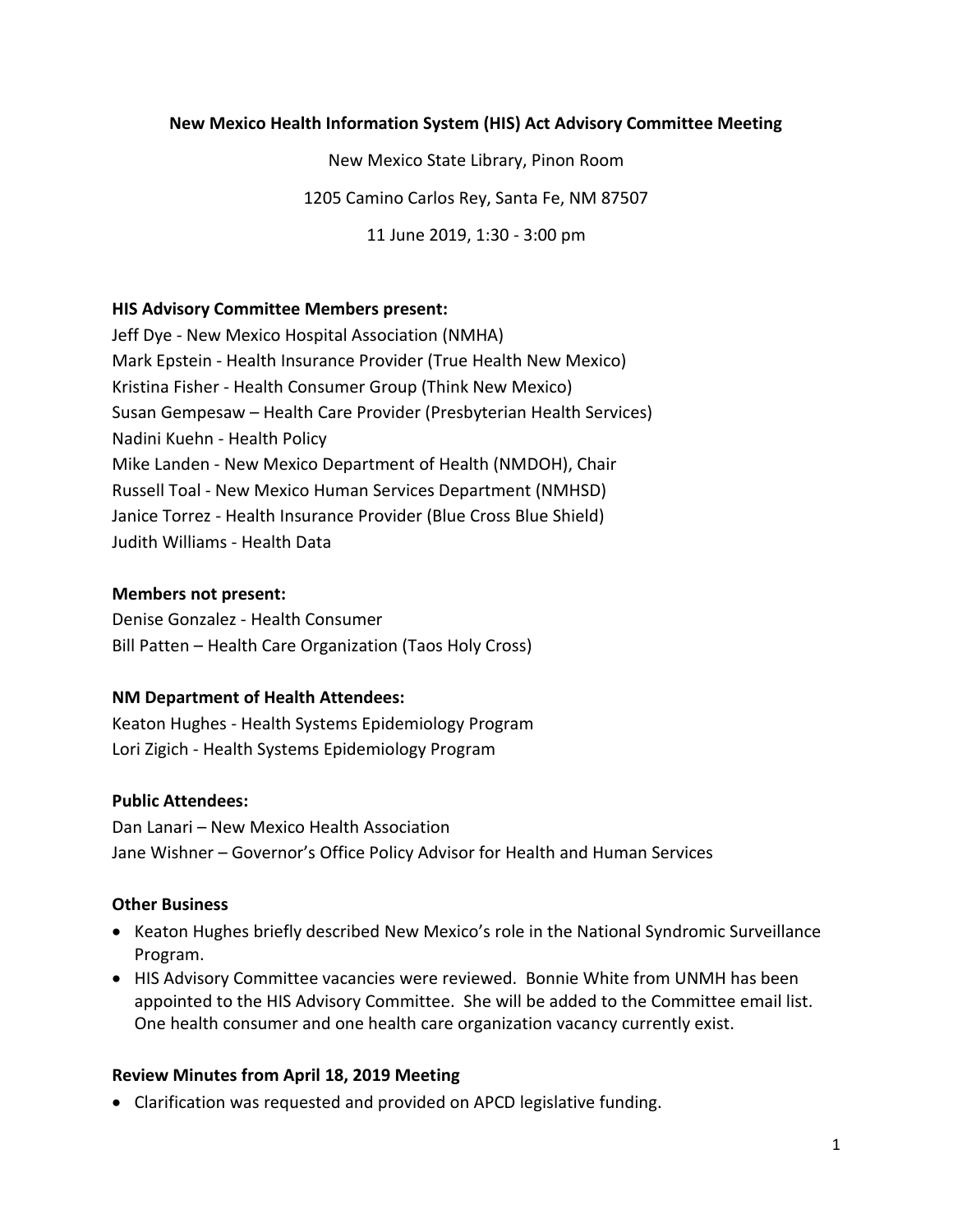# New Mexico Health Information System (HIS) Act Advisory Committee Meeting

New Mexico State Library, Pinon Room

1205 Camino Carlos Rey, Santa Fe, NM 87507

11 June 2019, 1:30 - 3:00 pm

**HIS Advisory Committee Members present:**

Jeff Dye - New Mexico Hospital Association (NMHA)
Mark Epstein - Health Insurance Provider (True Health New Mexico)
Kristina Fisher - Health Consumer Group (Think New Mexico)
Susan Gempesaw – Health Care Provider (Presbyterian Health Services)
Nadini Kuehn - Health Policy
Mike Landen - New Mexico Department of Health (NMDOH), Chair
Russell Toal - New Mexico Human Services Department (NMHSD)
Janice Torrez - Health Insurance Provider (Blue Cross Blue Shield)
Judith Williams - Health Data

**Members not present:**

Denise Gonzalez - Health Consumer
Bill Patten – Health Care Organization (Taos Holy Cross)

**NM Department of Health Attendees:**

Keaton Hughes - Health Systems Epidemiology Program
Lori Zigich - Health Systems Epidemiology Program

**Public Attendees:**

Dan Lanari – New Mexico Health Association
Jane Wishner – Governor's Office Policy Advisor for Health and Human Services

**Other Business**

- Keaton Hughes briefly described New Mexico's role in the National Syndromic Surveillance Program.
- HIS Advisory Committee vacancies were reviewed. Bonnie White from UNMH has been appointed to the HIS Advisory Committee. She will be added to the Committee email list. One health consumer and one health care organization vacancy currently exist.

**Review Minutes from April 18, 2019 Meeting**

- Clarification was requested and provided on APCD legislative funding.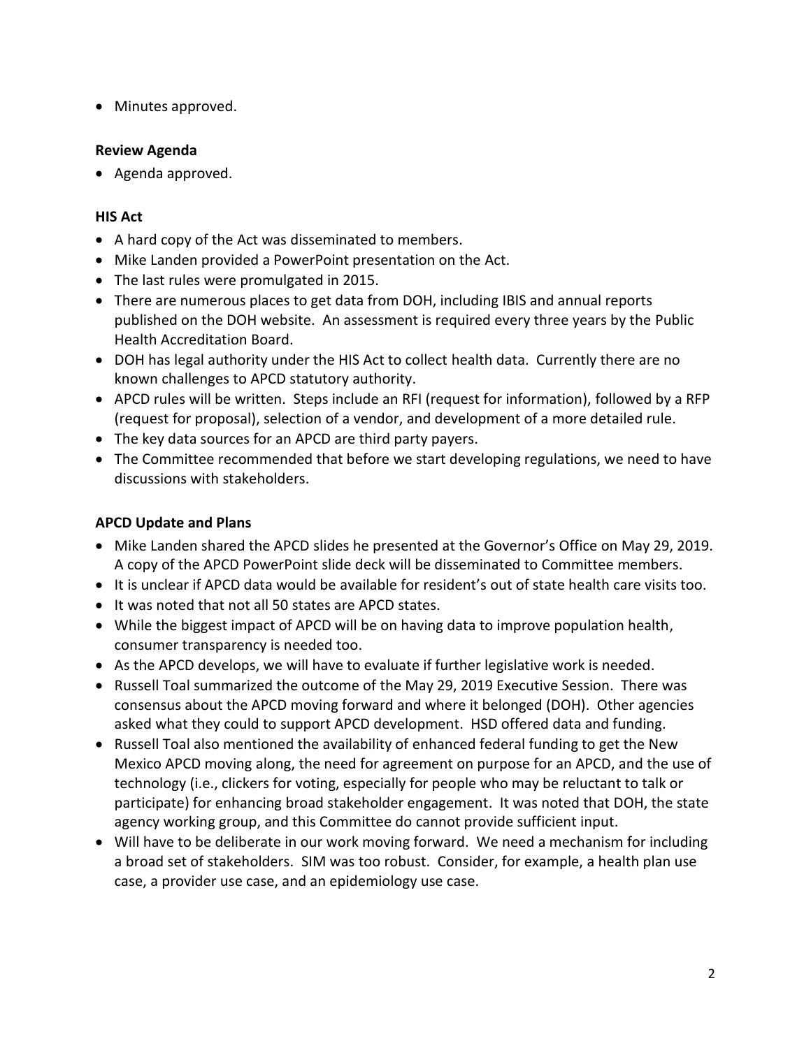- Minutes approved.

**Review Agenda**

- Agenda approved.

**HIS Act**

- A hard copy of the Act was disseminated to members.
- Mike Landen provided a PowerPoint presentation on the Act.
- The last rules were promulgated in 2015.
- There are numerous places to get data from DOH, including IBIS and annual reports published on the DOH website. An assessment is required every three years by the Public Health Accreditation Board.
- DOH has legal authority under the HIS Act to collect health data. Currently there are no known challenges to APCD statutory authority.
- APCD rules will be written. Steps include an RFI (request for information), followed by a RFP (request for proposal), selection of a vendor, and development of a more detailed rule.
- The key data sources for an APCD are third party payers.
- The Committee recommended that before we start developing regulations, we need to have discussions with stakeholders.

**APCD Update and Plans**

- Mike Landen shared the APCD slides he presented at the Governor's Office on May 29, 2019. A copy of the APCD PowerPoint slide deck will be disseminated to Committee members.
- It is unclear if APCD data would be available for resident's out of state health care visits too.
- It was noted that not all 50 states are APCD states.
- While the biggest impact of APCD will be on having data to improve population health, consumer transparency is needed too.
- As the APCD develops, we will have to evaluate if further legislative work is needed.
- Russell Toal summarized the outcome of the May 29, 2019 Executive Session. There was consensus about the APCD moving forward and where it belonged (DOH). Other agencies asked what they could to support APCD development. HSD offered data and funding.
- Russell Toal also mentioned the availability of enhanced federal funding to get the New Mexico APCD moving along, the need for agreement on purpose for an APCD, and the use of technology (i.e., clickers for voting, especially for people who may be reluctant to talk or participate) for enhancing broad stakeholder engagement. It was noted that DOH, the state agency working group, and this Committee do cannot provide sufficient input.
- Will have to be deliberate in our work moving forward. We need a mechanism for including a broad set of stakeholders. SIM was too robust. Consider, for example, a health plan use case, a provider use case, and an epidemiology use case.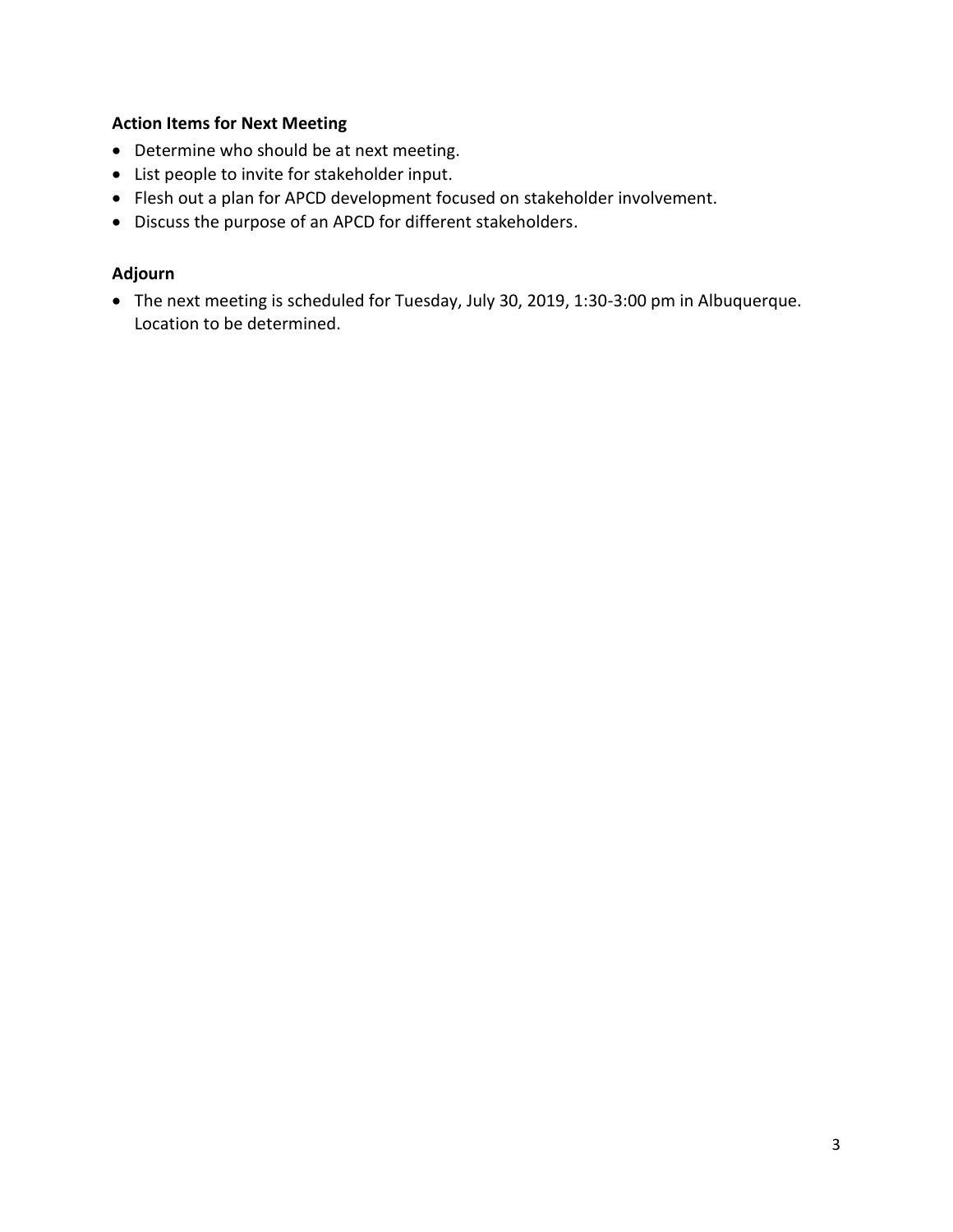**Action Items for Next Meeting**

- Determine who should be at next meeting.
- List people to invite for stakeholder input.
- Flesh out a plan for APCD development focused on stakeholder involvement.
- Discuss the purpose of an APCD for different stakeholders.

**Adjourn**

- The next meeting is scheduled for Tuesday, July 30, 2019, 1:30-3:00 pm in Albuquerque. Location to be determined.